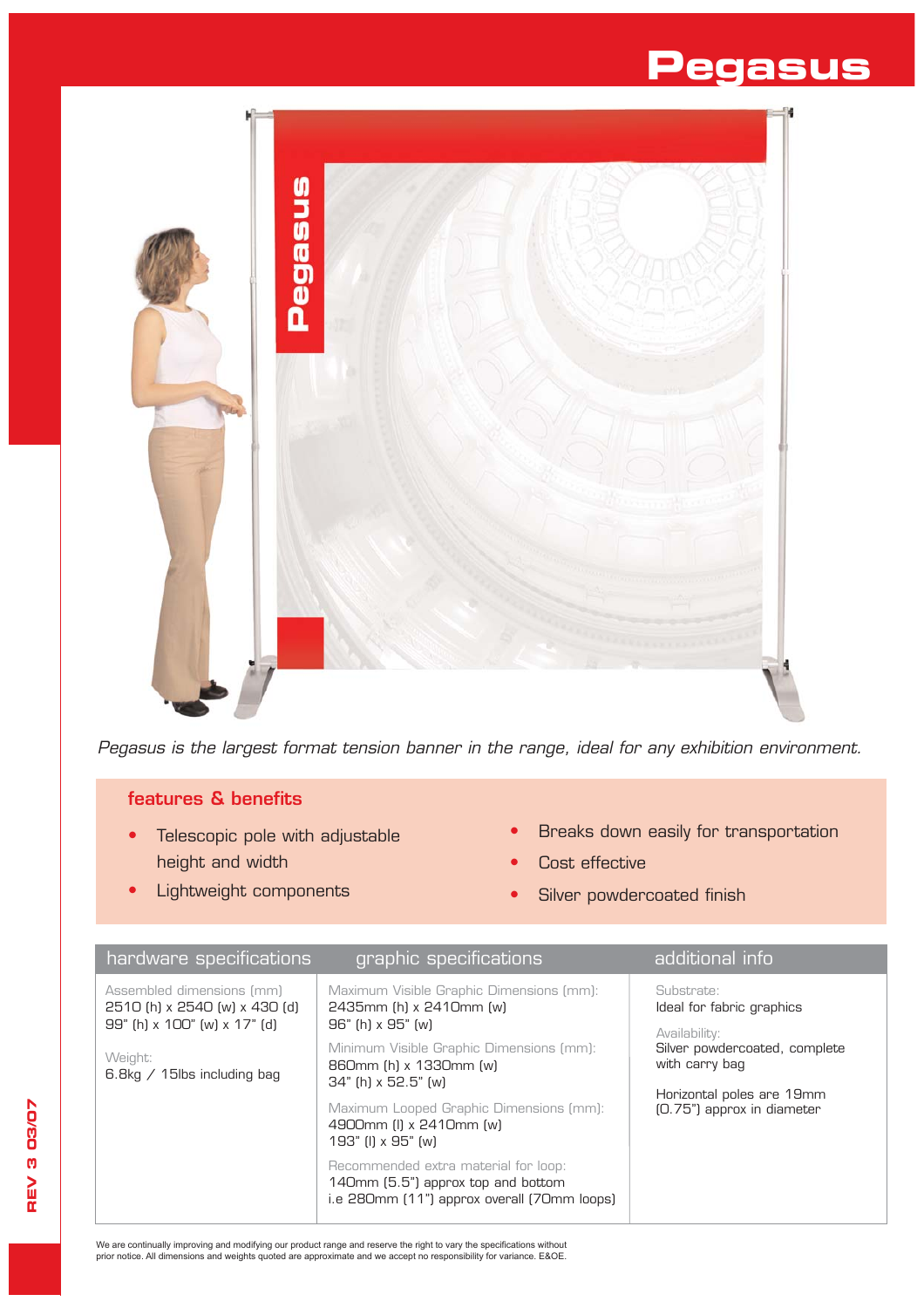# Pegasus

*Pegasus is the largest format tension banner in the range, ideal for any exhibition environment.*

## features & benefits

- Telescopic pole with adjustable height and width
- Lightweight components
- Breaks down easily for transportation
- Cost effective
- Silver powdercoated finish

| hardware specifications | graphic specifications | additional info |
| --- | --- | --- |
| Assembled dimensions (mm)<br>2510 (h) x 2540 (w) x 430 (d)<br>99" (h) x 100" (w) x 17" (d)<br><br>Weight:<br>6.8kg / 15lbs including bag | Maximum Visible Graphic Dimensions (mm):<br>2435mm (h) x 2410mm (w)<br>96" (h) x 95" (w)<br><br>Minimum Visible Graphic Dimensions (mm):<br>860mm (h) x 1330mm (w)<br>34" (h) x 52.5" (w)<br><br>Maximum Looped Graphic Dimensions (mm):<br>4900mm (l) x 2410mm (w)<br>193" (l) x 95" (w)<br><br>Recommended extra material for loop:<br>140mm (5.5") approx top and bottom<br>i.e 280mm (11") approx overall (70mm loops) | Substrate:<br>Ideal for fabric graphics<br><br>Availability:<br>Silver powdercoated, complete with carry bag<br><br>Horizontal poles are 19mm (0.75") approx in diameter |

We are continually improving and modifying our product range and reserve the right to vary the specifications without prior notice. All dimensions and weights quoted are approximate and we accept no responsibility for variance. E&OE.

REV 3 03/07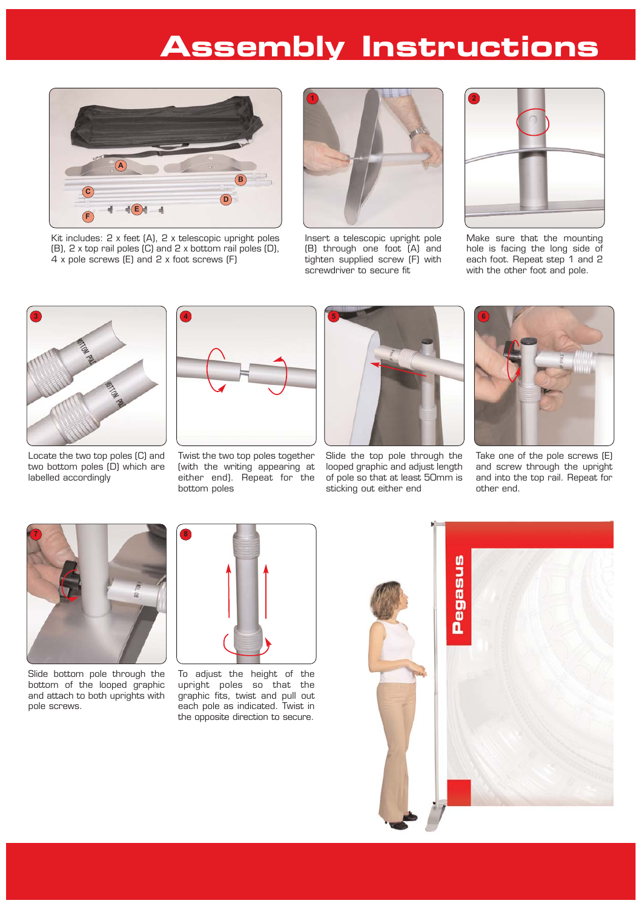# Assembly Instructions

Kit includes: 2 x feet (A), 2 x telescopic upright poles (B), 2 x top rail poles (C) and 2 x bottom rail poles (D), 4 x pole screws (E) and 2 x foot screws (F)

1. Insert a telescopic upright pole (B) through one foot (A) and tighten supplied screw (F) with screwdriver to secure fit

2. Make sure that the mounting hole is facing the long side of each foot. Repeat step 1 and 2 with the other foot and pole.

3. Locate the two top poles (C) and two bottom poles (D) which are labelled accordingly

4. Twist the two top poles together (with the writing appearing at either end). Repeat for the bottom poles

5. Slide the top pole through the looped graphic and adjust length of pole so that at least 50mm is sticking out either end

6. Take one of the pole screws (E) and screw through the upright and into the top rail. Repeat for other end.

7. Slide bottom pole through the bottom of the looped graphic and attach to both uprights with pole screws.

8. To adjust the height of the upright poles so that the graphic fits, twist and pull out each pole as indicated. Twist in the opposite direction to secure.